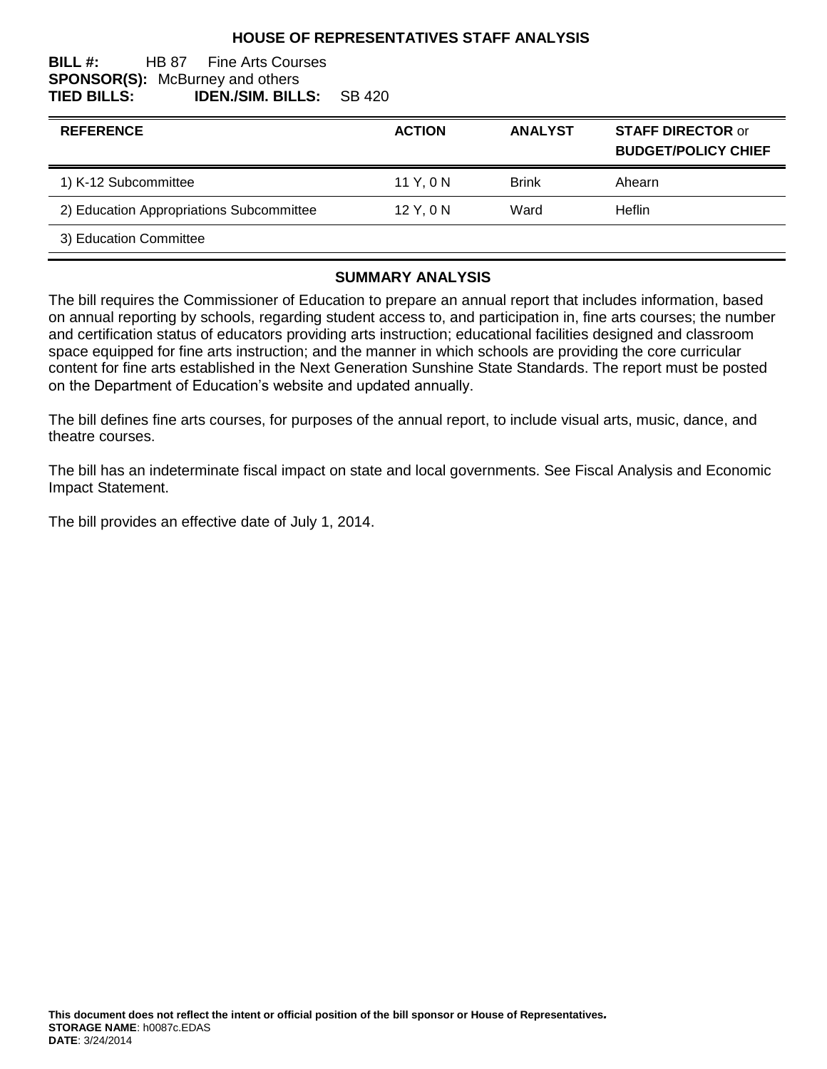# HOUSE OF REPRESENTATIVES STAFF ANALYSIS

**BILL #:** HB 87 Fine Arts Courses
**SPONSOR(S):** McBurney and others
**TIED BILLS:** **IDEN./SIM. BILLS:** SB 420

| REFERENCE | ACTION | ANALYST | STAFF DIRECTOR or BUDGET/POLICY CHIEF |
|---|---|---|---|
| 1) K-12 Subcommittee | 11 Y, 0 N | Brink | Ahearn |
| 2) Education Appropriations Subcommittee | 12 Y, 0 N | Ward | Heflin |
| 3) Education Committee | | | |

## SUMMARY ANALYSIS

The bill requires the Commissioner of Education to prepare an annual report that includes information, based on annual reporting by schools, regarding student access to, and participation in, fine arts courses; the number and certification status of educators providing arts instruction; educational facilities designed and classroom space equipped for fine arts instruction; and the manner in which schools are providing the core curricular content for fine arts established in the Next Generation Sunshine State Standards. The report must be posted on the Department of Education's website and updated annually.

The bill defines fine arts courses, for purposes of the annual report, to include visual arts, music, dance, and theatre courses.

The bill has an indeterminate fiscal impact on state and local governments. See Fiscal Analysis and Economic Impact Statement.

The bill provides an effective date of July 1, 2014.

**This document does not reflect the intent or official position of the bill sponsor or House of Representatives.**
**STORAGE NAME**: h0087c.EDAS
**DATE**: 3/24/2014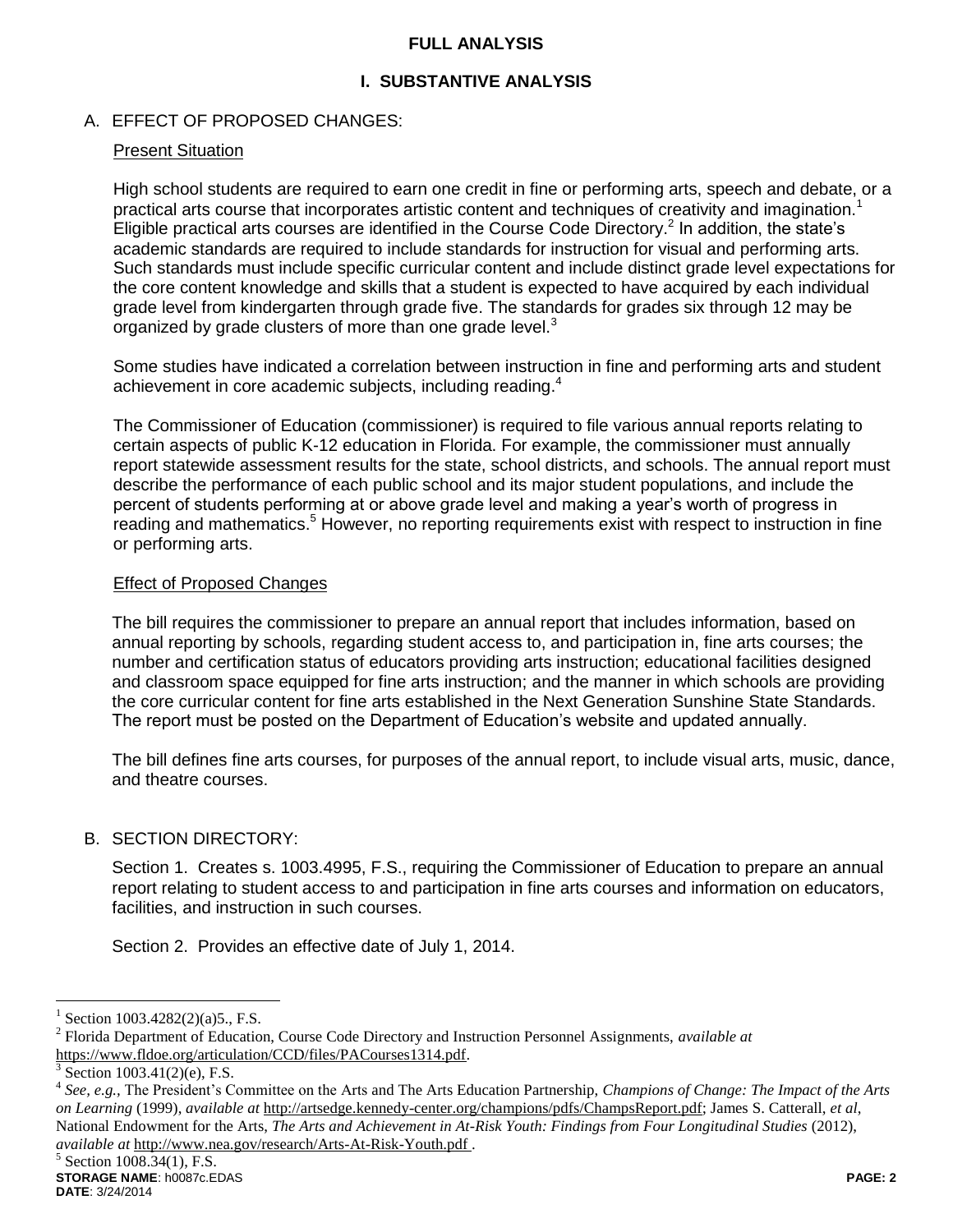# FULL ANALYSIS

## I. SUBSTANTIVE ANALYSIS

### A. EFFECT OF PROPOSED CHANGES:

Present Situation

High school students are required to earn one credit in fine or performing arts, speech and debate, or a practical arts course that incorporates artistic content and techniques of creativity and imagination.[1] Eligible practical arts courses are identified in the Course Code Directory.[2] In addition, the state's academic standards are required to include standards for instruction for visual and performing arts. Such standards must include specific curricular content and include distinct grade level expectations for the core content knowledge and skills that a student is expected to have acquired by each individual grade level from kindergarten through grade five. The standards for grades six through 12 may be organized by grade clusters of more than one grade level.[3]

Some studies have indicated a correlation between instruction in fine and performing arts and student achievement in core academic subjects, including reading.[4]

The Commissioner of Education (commissioner) is required to file various annual reports relating to certain aspects of public K-12 education in Florida. For example, the commissioner must annually report statewide assessment results for the state, school districts, and schools. The annual report must describe the performance of each public school and its major student populations, and include the percent of students performing at or above grade level and making a year's worth of progress in reading and mathematics.[5] However, no reporting requirements exist with respect to instruction in fine or performing arts.

Effect of Proposed Changes

The bill requires the commissioner to prepare an annual report that includes information, based on annual reporting by schools, regarding student access to, and participation in, fine arts courses; the number and certification status of educators providing arts instruction; educational facilities designed and classroom space equipped for fine arts instruction; and the manner in which schools are providing the core curricular content for fine arts established in the Next Generation Sunshine State Standards. The report must be posted on the Department of Education's website and updated annually.

The bill defines fine arts courses, for purposes of the annual report, to include visual arts, music, dance, and theatre courses.

### B. SECTION DIRECTORY:

Section 1. Creates s. 1003.4995, F.S., requiring the Commissioner of Education to prepare an annual report relating to student access to and participation in fine arts courses and information on educators, facilities, and instruction in such courses.

Section 2. Provides an effective date of July 1, 2014.

---

[1] Section 1003.4282(2)(a)5., F.S.

[2] Florida Department of Education, Course Code Directory and Instruction Personnel Assignments, *available at* https://www.fldoe.org/articulation/CCD/files/PACourses1314.pdf.

[3] Section 1003.41(2)(e), F.S.

[4] *See, e.g.,* The President's Committee on the Arts and The Arts Education Partnership, *Champions of Change: The Impact of the Arts on Learning* (1999), *available at* http://artsedge.kennedy-center.org/champions/pdfs/ChampsReport.pdf; James S. Catterall, *et al*, National Endowment for the Arts, *The Arts and Achievement in At-Risk Youth: Findings from Four Longitudinal Studies* (2012), *available at* http://www.nea.gov/research/Arts-At-Risk-Youth.pdf .

[5] Section 1008.34(1), F.S.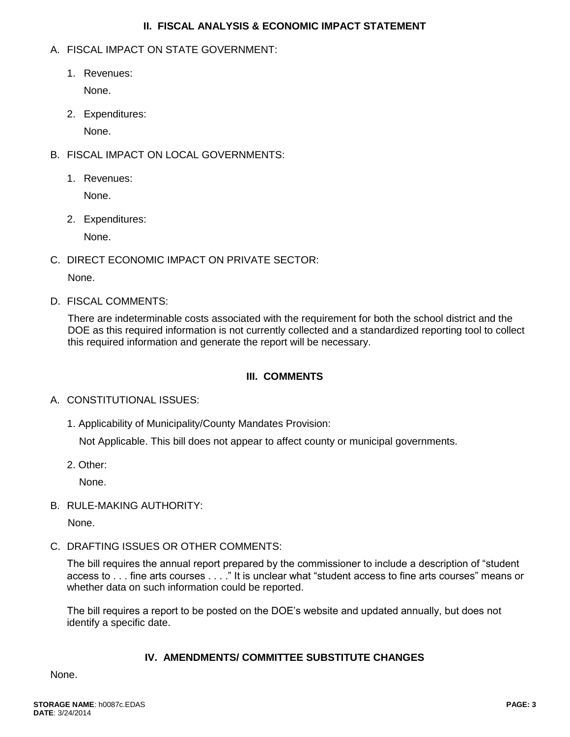## II. FISCAL ANALYSIS & ECONOMIC IMPACT STATEMENT

A. FISCAL IMPACT ON STATE GOVERNMENT:

1. Revenues:

   None.

2. Expenditures:

   None.

B. FISCAL IMPACT ON LOCAL GOVERNMENTS:

1. Revenues:

   None.

2. Expenditures:

   None.

C. DIRECT ECONOMIC IMPACT ON PRIVATE SECTOR:

None.

D. FISCAL COMMENTS:

There are indeterminable costs associated with the requirement for both the school district and the DOE as this required information is not currently collected and a standardized reporting tool to collect this required information and generate the report will be necessary.

## III. COMMENTS

A. CONSTITUTIONAL ISSUES:

1. Applicability of Municipality/County Mandates Provision:

   Not Applicable. This bill does not appear to affect county or municipal governments.

2. Other:

   None.

B. RULE-MAKING AUTHORITY:

None.

C. DRAFTING ISSUES OR OTHER COMMENTS:

The bill requires the annual report prepared by the commissioner to include a description of "student access to . . . fine arts courses . . . ." It is unclear what "student access to fine arts courses" means or whether data on such information could be reported.

The bill requires a report to be posted on the DOE's website and updated annually, but does not identify a specific date.

## IV. AMENDMENTS/ COMMITTEE SUBSTITUTE CHANGES

None.

**STORAGE NAME**: h0087c.EDAS
**DATE**: 3/24/2014